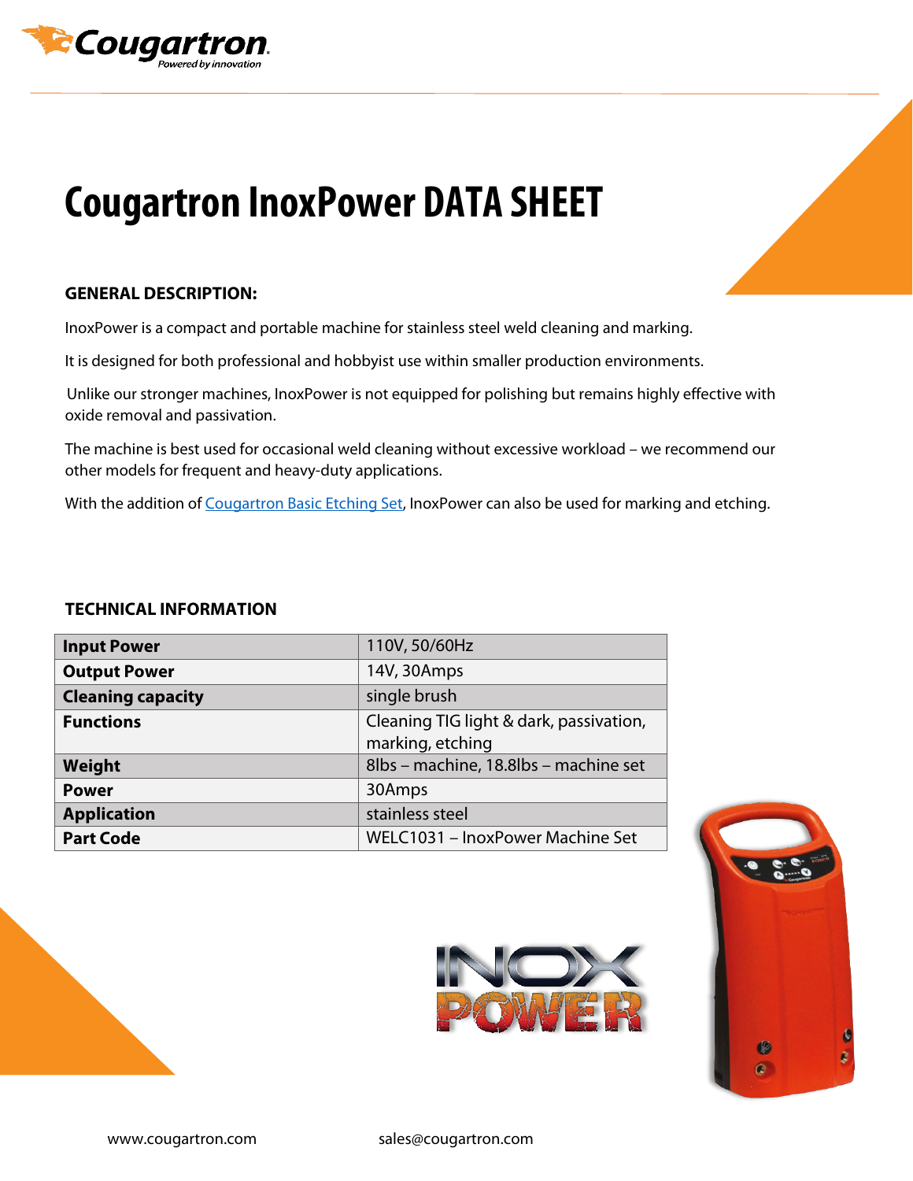# Cougartron InoxPower DATA SHEET

## GENERAL DESCRIPTION:

InoxPower is a compact and portable machine for stainless steel weld cleaning and marking.

It is designed for both professional and hobbyist use within smaller production environments.

Unlike our stronger machines, InoxPower is not equipped for polishing but remains highly effective with oxide removal and passivation.

The machine is best used for occasional weld cleaning without excessive workload – we recommend our other models for frequent and heavy-duty applications.

With the addition of Cougartron Basic Etching Set, InoxPower can also be used for marking and etching.

## TECHNICAL INFORMATION

| | |
|---|---|
| **Input Power** | 110V, 50/60Hz |
| **Output Power** | 14V, 30Amps |
| **Cleaning capacity** | single brush |
| **Functions** | Cleaning TIG light & dark, passivation, marking, etching |
| **Weight** | 8lbs – machine, 18.8lbs – machine set |
| **Power** | 30Amps |
| **Application** | stainless steel |
| **Part Code** | WELC1031 – InoxPower Machine Set |

www.cougartron.com sales@cougartron.com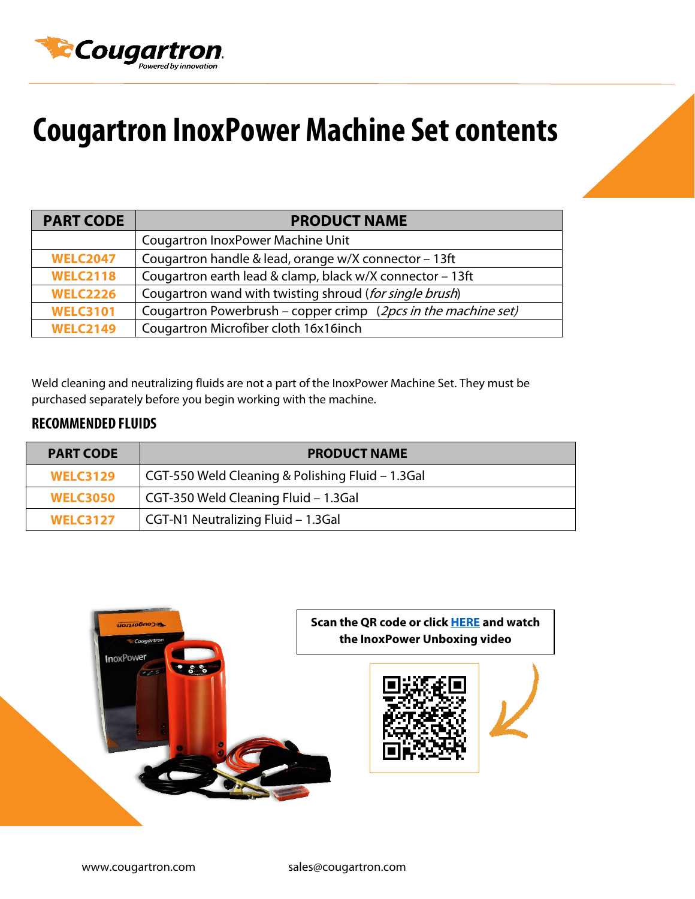# Cougartron InoxPower Machine Set contents

| PART CODE | PRODUCT NAME |
|---|---|
| | Cougartron InoxPower Machine Unit |
| WELC2047 | Cougartron handle & lead, orange w/X connector – 13ft |
| WELC2118 | Cougartron earth lead & clamp, black w/X connector – 13ft |
| WELC2226 | Cougartron wand with twisting shroud (*for single brush*) |
| WELC3101 | Cougartron Powerbrush – copper crimp (*2pcs in the machine set)* |
| WELC2149 | Cougartron Microfiber cloth 16x16inch |

Weld cleaning and neutralizing fluids are not a part of the InoxPower Machine Set. They must be purchased separately before you begin working with the machine.

### RECOMMENDED FLUIDS

| PART CODE | PRODUCT NAME |
|---|---|
| WELC3129 | CGT-550 Weld Cleaning & Polishing Fluid – 1.3Gal |
| WELC3050 | CGT-350 Weld Cleaning Fluid – 1.3Gal |
| WELC3127 | CGT-N1 Neutralizing Fluid – 1.3Gal |

**Scan the QR code or click HERE and watch the InoxPower Unboxing video**

www.cougartron.com

sales@cougartron.com